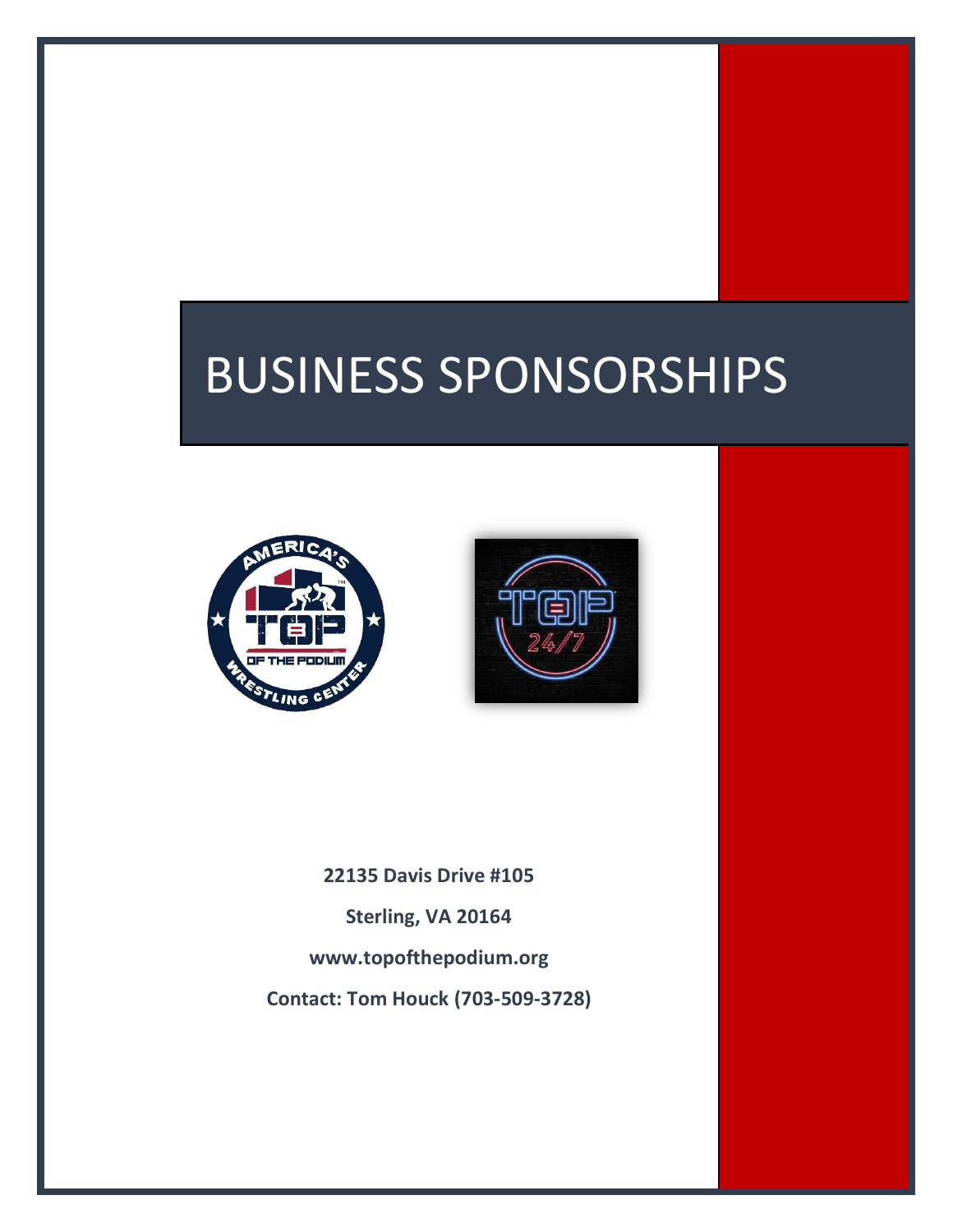# BUSINESS SPONSORSHIPS

**22135 Davis Drive #105**

**Sterling, VA 20164**

**www.topofthepodium.org**

**Contact: Tom Houck (703-509-3728)**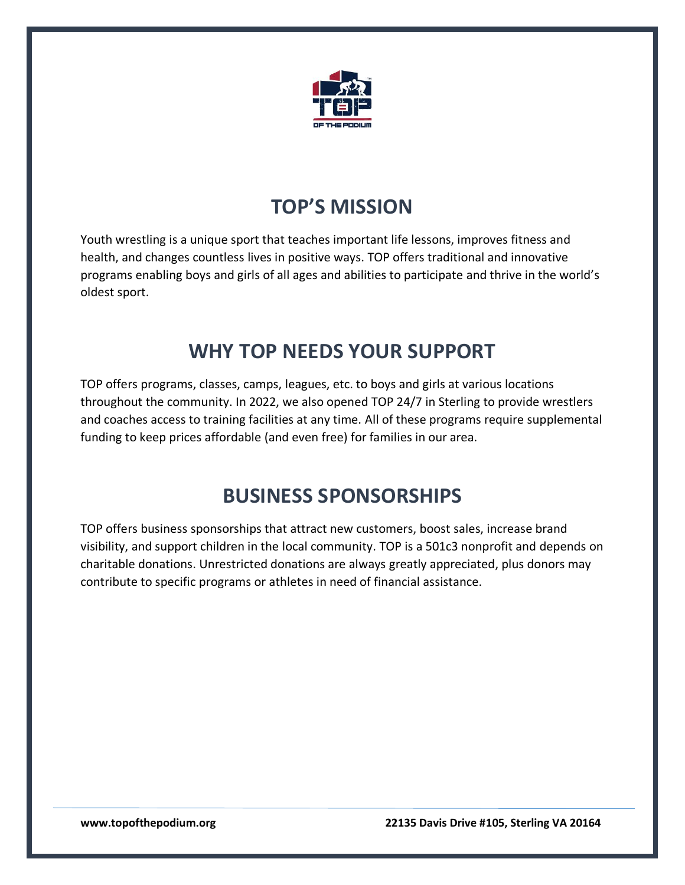## TOP'S MISSION

Youth wrestling is a unique sport that teaches important life lessons, improves fitness and health, and changes countless lives in positive ways. TOP offers traditional and innovative programs enabling boys and girls of all ages and abilities to participate and thrive in the world's oldest sport.

## WHY TOP NEEDS YOUR SUPPORT

TOP offers programs, classes, camps, leagues, etc. to boys and girls at various locations throughout the community. In 2022, we also opened TOP 24/7 in Sterling to provide wrestlers and coaches access to training facilities at any time. All of these programs require supplemental funding to keep prices affordable (and even free) for families in our area.

## BUSINESS SPONSORSHIPS

TOP offers business sponsorships that attract new customers, boost sales, increase brand visibility, and support children in the local community. TOP is a 501c3 nonprofit and depends on charitable donations. Unrestricted donations are always greatly appreciated, plus donors may contribute to specific programs or athletes in need of financial assistance.

**www.topofthepodium.org** **22135 Davis Drive #105, Sterling VA 20164**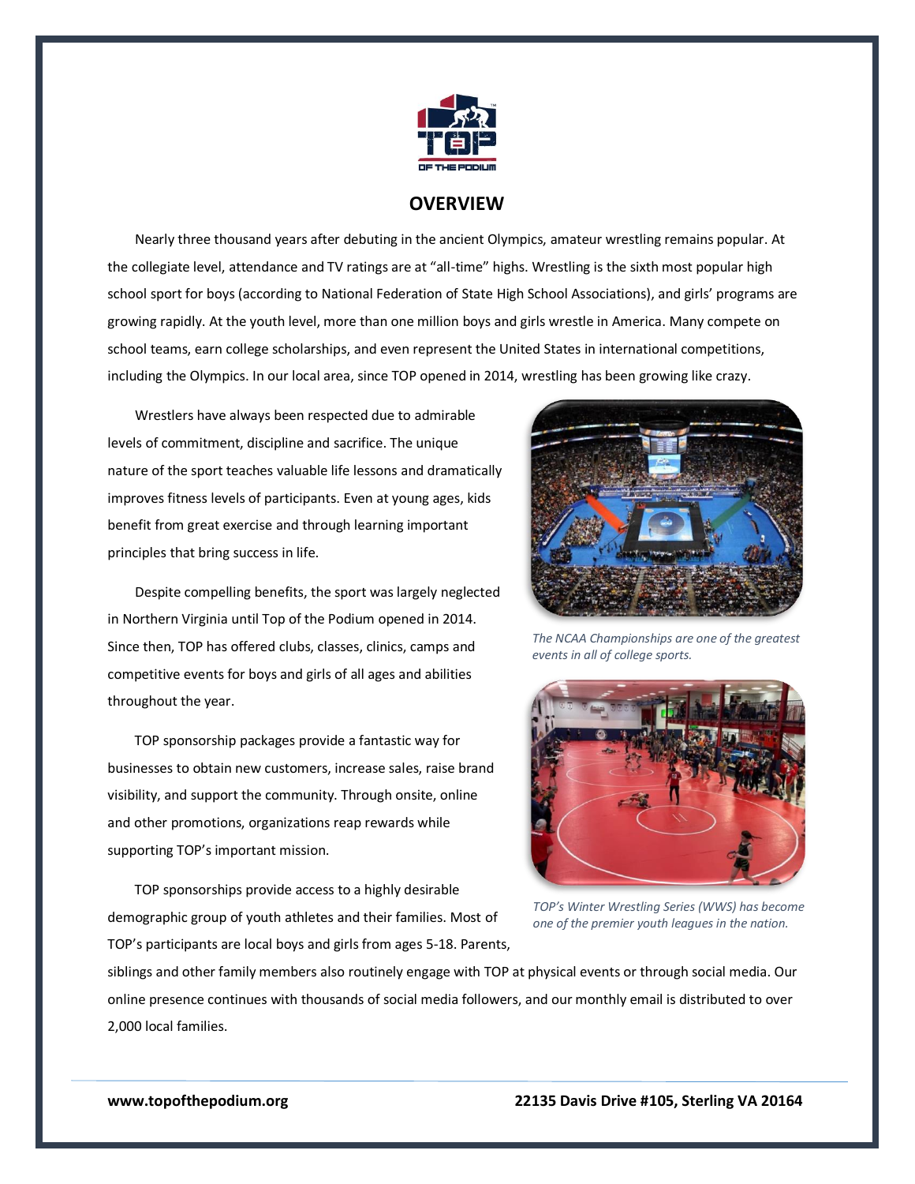## OVERVIEW

Nearly three thousand years after debuting in the ancient Olympics, amateur wrestling remains popular. At the collegiate level, attendance and TV ratings are at "all-time" highs. Wrestling is the sixth most popular high school sport for boys (according to National Federation of State High School Associations), and girls' programs are growing rapidly. At the youth level, more than one million boys and girls wrestle in America. Many compete on school teams, earn college scholarships, and even represent the United States in international competitions, including the Olympics. In our local area, since TOP opened in 2014, wrestling has been growing like crazy.

Wrestlers have always been respected due to admirable levels of commitment, discipline and sacrifice. The unique nature of the sport teaches valuable life lessons and dramatically improves fitness levels of participants. Even at young ages, kids benefit from great exercise and through learning important principles that bring success in life.

*The NCAA Championships are one of the greatest events in all of college sports.*

Despite compelling benefits, the sport was largely neglected in Northern Virginia until Top of the Podium opened in 2014. Since then, TOP has offered clubs, classes, clinics, camps and competitive events for boys and girls of all ages and abilities throughout the year.

TOP sponsorship packages provide a fantastic way for businesses to obtain new customers, increase sales, raise brand visibility, and support the community. Through onsite, online and other promotions, organizations reap rewards while supporting TOP's important mission.

*TOP's Winter Wrestling Series (WWS) has become one of the premier youth leagues in the nation.*

TOP sponsorships provide access to a highly desirable demographic group of youth athletes and their families. Most of TOP's participants are local boys and girls from ages 5-18. Parents, siblings and other family members also routinely engage with TOP at physical events or through social media. Our online presence continues with thousands of social media followers, and our monthly email is distributed to over 2,000 local families.

**www.topofthepodium.org** **22135 Davis Drive #105, Sterling VA 20164**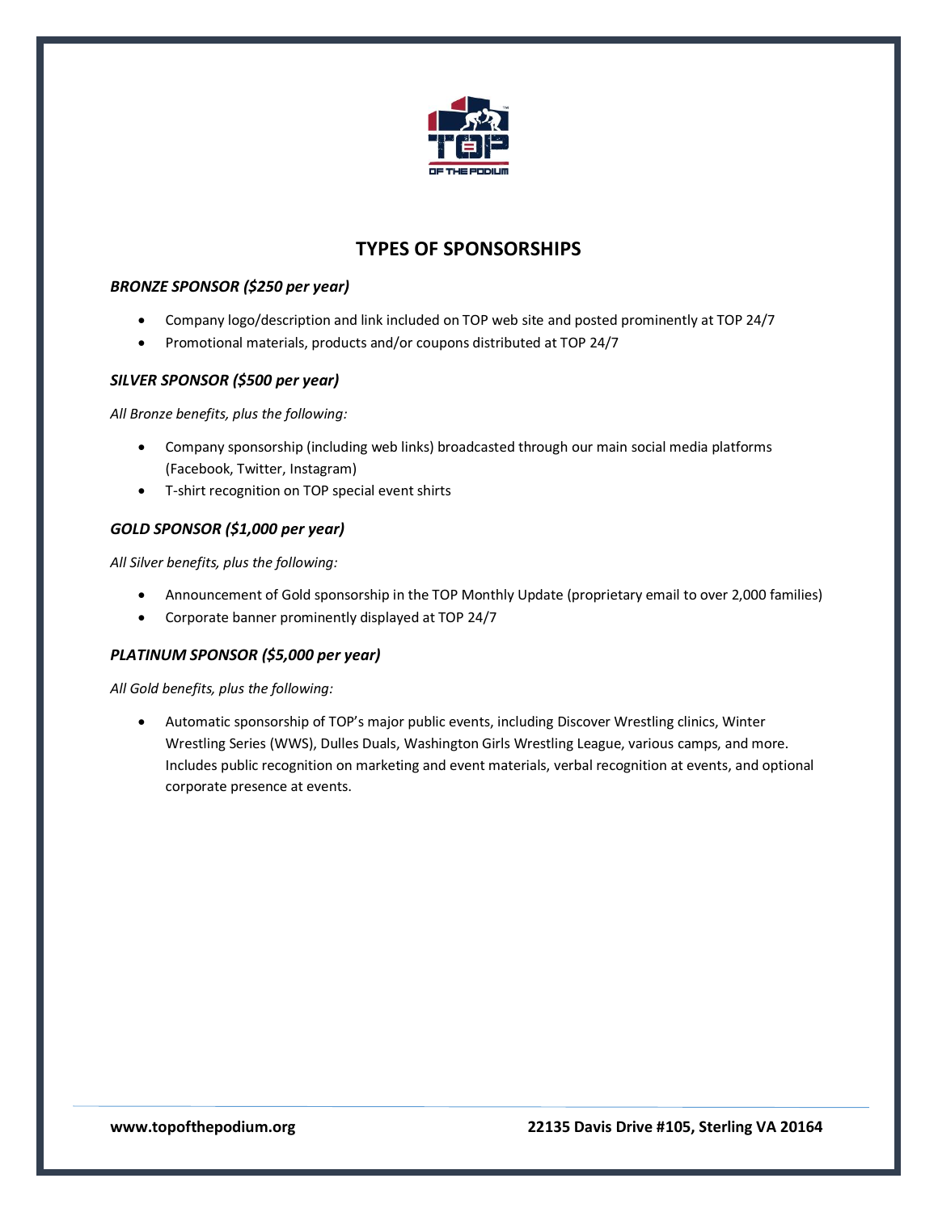# TYPES OF SPONSORSHIPS

### *BRONZE SPONSOR ($250 per year)*

- Company logo/description and link included on TOP web site and posted prominently at TOP 24/7
- Promotional materials, products and/or coupons distributed at TOP 24/7

### *SILVER SPONSOR ($500 per year)*

*All Bronze benefits, plus the following:*

- Company sponsorship (including web links) broadcasted through our main social media platforms (Facebook, Twitter, Instagram)
- T-shirt recognition on TOP special event shirts

### *GOLD SPONSOR ($1,000 per year)*

*All Silver benefits, plus the following:*

- Announcement of Gold sponsorship in the TOP Monthly Update (proprietary email to over 2,000 families)
- Corporate banner prominently displayed at TOP 24/7

### *PLATINUM SPONSOR ($5,000 per year)*

*All Gold benefits, plus the following:*

- Automatic sponsorship of TOP's major public events, including Discover Wrestling clinics, Winter Wrestling Series (WWS), Dulles Duals, Washington Girls Wrestling League, various camps, and more. Includes public recognition on marketing and event materials, verbal recognition at events, and optional corporate presence at events.

**www.topofthepodium.org** **22135 Davis Drive #105, Sterling VA 20164**